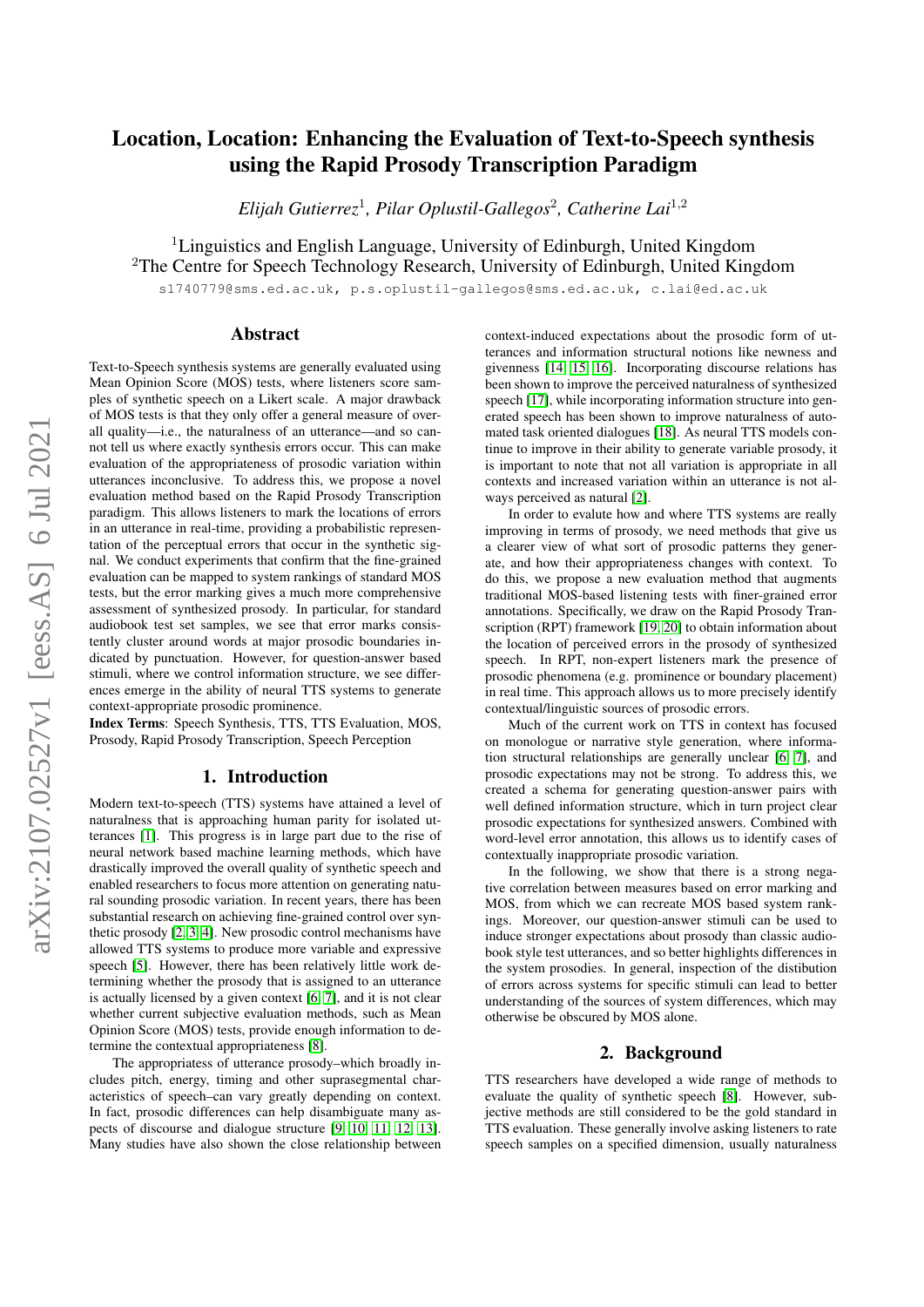# Location, Location: Enhancing the Evaluation of Text-to-Speech synthesis using the Rapid Prosody Transcription Paradigm

*Elijah Gutierrez*[1], *Pilar Oplustil-Gallegos*[2], *Catherine Lai*[1,2]

[1]Linguistics and English Language, University of Edinburgh, United Kingdom
[2]The Centre for Speech Technology Research, University of Edinburgh, United Kingdom

s1740779@sms.ed.ac.uk, p.s.oplustil-gallegos@sms.ed.ac.uk, c.lai@ed.ac.uk

## Abstract

Text-to-Speech synthesis systems are generally evaluated using Mean Opinion Score (MOS) tests, where listeners score samples of synthetic speech on a Likert scale. A major drawback of MOS tests is that they only offer a general measure of overall quality—i.e., the naturalness of an utterance—and so cannot tell us where exactly synthesis errors occur. This can make evaluation of the appropriateness of prosodic variation within utterances inconclusive. To address this, we propose a novel evaluation method based on the Rapid Prosody Transcription paradigm. This allows listeners to mark the locations of errors in an utterance in real-time, providing a probabilistic representation of the perceptual errors that occur in the synthetic signal. We conduct experiments that confirm that the fine-grained evaluation can be mapped to system rankings of standard MOS tests, but the error marking gives a much more comprehensive assessment of synthesized prosody. In particular, for standard audiobook test set samples, we see that error marks consistently cluster around words at major prosodic boundaries indicated by punctuation. However, for question-answer based stimuli, where we control information structure, we see differences emerge in the ability of neural TTS systems to generate context-appropriate prosodic prominence.

**Index Terms**: Speech Synthesis, TTS, TTS Evaluation, MOS, Prosody, Rapid Prosody Transcription, Speech Perception

## 1. Introduction

Modern text-to-speech (TTS) systems have attained a level of naturalness that is approaching human parity for isolated utterances [1]. This progress is in large part due to the rise of neural network based machine learning methods, which have drastically improved the overall quality of synthetic speech and enabled researchers to focus more attention on generating natural sounding prosodic variation. In recent years, there has been substantial research on achieving fine-grained control over synthetic prosody [2, 3, 4]. New prosodic control mechanisms have allowed TTS systems to produce more variable and expressive speech [5]. However, there has been relatively little work determining whether the prosody that is assigned to an utterance is actually licensed by a given context [6, 7], and it is not clear whether current subjective evaluation methods, such as Mean Opinion Score (MOS) tests, provide enough information to determine the contextual appropriateness [8].

The appropriatess of utterance prosody–which broadly includes pitch, energy, timing and other suprasegmental characteristics of speech–can vary greatly depending on context. In fact, prosodic differences can help disambiguate many aspects of discourse and dialogue structure [9, 10, 11, 12, 13]. Many studies have also shown the close relationship between context-induced expectations about the prosodic form of utterances and information structural notions like newness and givenness [14, 15, 16]. Incorporating discourse relations has been shown to improve the perceived naturalness of synthesized speech [17], while incorporating information structure into generated speech has been shown to improve naturalness of automated task oriented dialogues [18]. As neural TTS models continue to improve in their ability to generate variable prosody, it is important to note that not all variation is appropriate in all contexts and increased variation within an utterance is not always perceived as natural [2].

In order to evalute how and where TTS systems are really improving in terms of prosody, we need methods that give us a clearer view of what sort of prosodic patterns they generate, and how their appropriateness changes with context. To do this, we propose a new evaluation method that augments traditional MOS-based listening tests with finer-grained error annotations. Specifically, we draw on the Rapid Prosody Transcription (RPT) framework [19, 20] to obtain information about the location of perceived errors in the prosody of synthesized speech. In RPT, non-expert listeners mark the presence of prosodic phenomena (e.g. prominence or boundary placement) in real time. This approach allows us to more precisely identify contextual/linguistic sources of prosodic errors.

Much of the current work on TTS in context has focused on monologue or narrative style generation, where information structural relationships are generally unclear [6, 7], and prosodic expectations may not be strong. To address this, we created a schema for generating question-answer pairs with well defined information structure, which in turn project clear prosodic expectations for synthesized answers. Combined with word-level error annotation, this allows us to identify cases of contextually inappropriate prosodic variation.

In the following, we show that there is a strong negative correlation between measures based on error marking and MOS, from which we can recreate MOS based system rankings. Moreover, our question-answer stimuli can be used to induce stronger expectations about prosody than classic audiobook style test utterances, and so better highlights differences in the system prosodies. In general, inspection of the distibution of errors across systems for specific stimuli can lead to better understanding of the sources of system differences, which may otherwise be obscured by MOS alone.

## 2. Background

TTS researchers have developed a wide range of methods to evaluate the quality of synthetic speech [8]. However, subjective methods are still considered to be the gold standard in TTS evaluation. These generally involve asking listeners to rate speech samples on a specified dimension, usually naturalness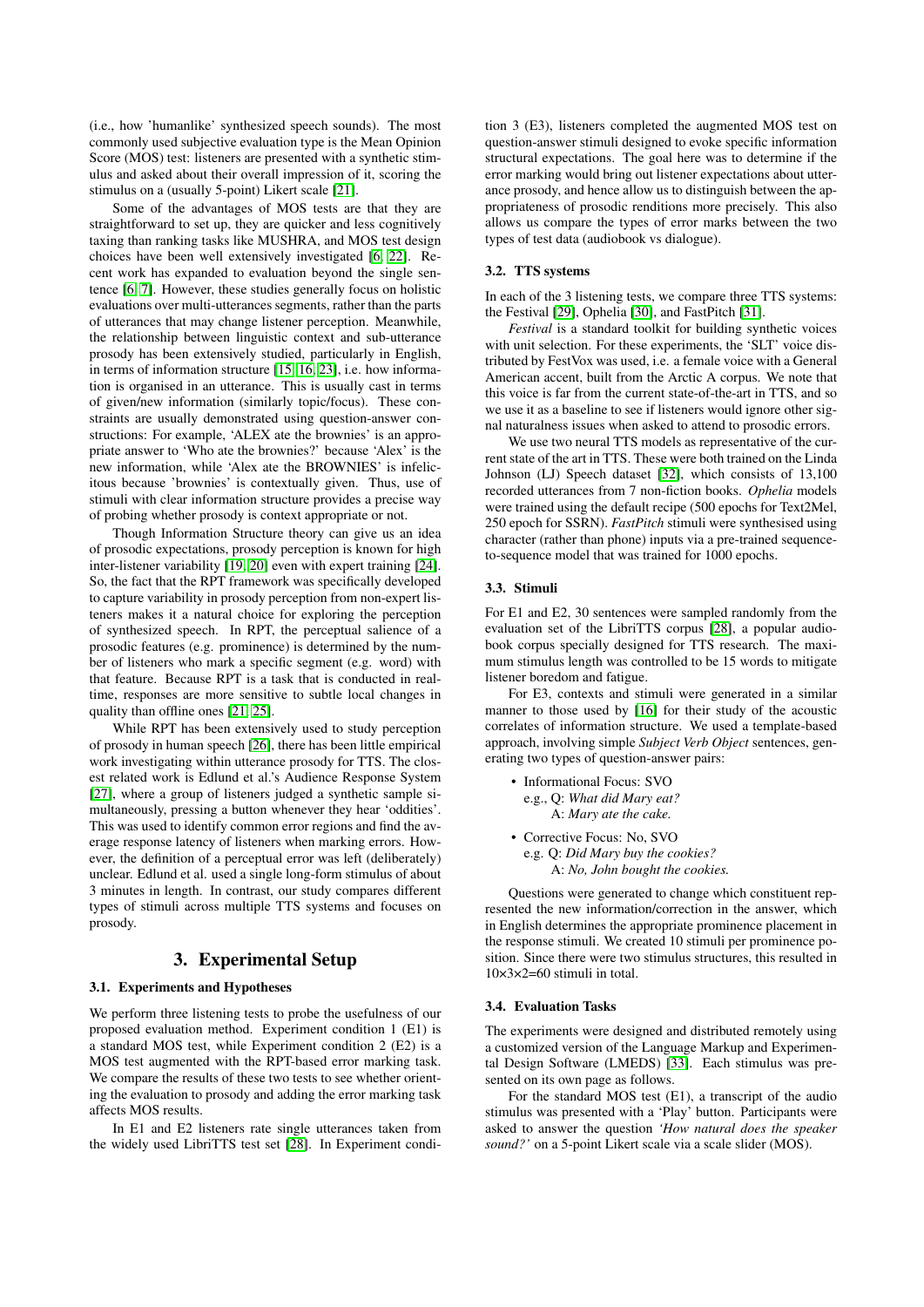(i.e., how 'humanlike' synthesized speech sounds). The most commonly used subjective evaluation type is the Mean Opinion Score (MOS) test: listeners are presented with a synthetic stimulus and asked about their overall impression of it, scoring the stimulus on a (usually 5-point) Likert scale [21].

Some of the advantages of MOS tests are that they are straightforward to set up, they are quicker and less cognitively taxing than ranking tasks like MUSHRA, and MOS test design choices have been well extensively investigated [6, 22]. Recent work has expanded to evaluation beyond the single sentence [6, 7]. However, these studies generally focus on holistic evaluations over multi-utterances segments, rather than the parts of utterances that may change listener perception. Meanwhile, the relationship between linguistic context and sub-utterance prosody has been extensively studied, particularly in English, in terms of information structure [15, 16, 23], i.e. how information is organised in an utterance. This is usually cast in terms of given/new information (similarly topic/focus). These constraints are usually demonstrated using question-answer constructions: For example, 'ALEX ate the brownies' is an appropriate answer to 'Who ate the brownies?' because 'Alex' is the new information, while 'Alex ate the BROWNIES' is infelicitous because 'brownies' is contextually given. Thus, use of stimuli with clear information structure provides a precise way of probing whether prosody is context appropriate or not.

Though Information Structure theory can give us an idea of prosodic expectations, prosody perception is known for high inter-listener variability [19, 20] even with expert training [24]. So, the fact that the RPT framework was specifically developed to capture variability in prosody perception from non-expert listeners makes it a natural choice for exploring the perception of synthesized speech. In RPT, the perceptual salience of a prosodic features (e.g. prominence) is determined by the number of listeners who mark a specific segment (e.g. word) with that feature. Because RPT is a task that is conducted in real-time, responses are more sensitive to subtle local changes in quality than offline ones [21, 25].

While RPT has been extensively used to study perception of prosody in human speech [26], there has been little empirical work investigating within utterance prosody for TTS. The closest related work is Edlund et al.'s Audience Response System [27], where a group of listeners judged a synthetic sample simultaneously, pressing a button whenever they hear 'oddities'. This was used to identify common error regions and find the average response latency of listeners when marking errors. However, the definition of a perceptual error was left (deliberately) unclear. Edlund et al. used a single long-form stimulus of about 3 minutes in length. In contrast, our study compares different types of stimuli across multiple TTS systems and focuses on prosody.

# 3. Experimental Setup

## 3.1. Experiments and Hypotheses

We perform three listening tests to probe the usefulness of our proposed evaluation method. Experiment condition 1 (E1) is a standard MOS test, while Experiment condition 2 (E2) is a MOS test augmented with the RPT-based error marking task. We compare the results of these two tests to see whether orienting the evaluation to prosody and adding the error marking task affects MOS results.

In E1 and E2 listeners rate single utterances taken from the widely used LibriTTS test set [28]. In Experiment condition 3 (E3), listeners completed the augmented MOS test on question-answer stimuli designed to evoke specific information structural expectations. The goal here was to determine if the error marking would bring out listener expectations about utterance prosody, and hence allow us to distinguish between the appropriateness of prosodic renditions more precisely. This also allows us compare the types of error marks between the two types of test data (audiobook vs dialogue).

## 3.2. TTS systems

In each of the 3 listening tests, we compare three TTS systems: the Festival [29], Ophelia [30], and FastPitch [31].

*Festival* is a standard toolkit for building synthetic voices with unit selection. For these experiments, the 'SLT' voice distributed by FestVox was used, i.e. a female voice with a General American accent, built from the Arctic A corpus. We note that this voice is far from the current state-of-the-art in TTS, and so we use it as a baseline to see if listeners would ignore other signal naturalness issues when asked to attend to prosodic errors.

We use two neural TTS models as representative of the current state of the art in TTS. These were both trained on the Linda Johnson (LJ) Speech dataset [32], which consists of 13,100 recorded utterances from 7 non-fiction books. *Ophelia* models were trained using the default recipe (500 epochs for Text2Mel, 250 epoch for SSRN). *FastPitch* stimuli were synthesised using character (rather than phone) inputs via a pre-trained sequence-to-sequence model that was trained for 1000 epochs.

## 3.3. Stimuli

For E1 and E2, 30 sentences were sampled randomly from the evaluation set of the LibriTTS corpus [28], a popular audiobook corpus specially designed for TTS research. The maximum stimulus length was controlled to be 15 words to mitigate listener boredom and fatigue.

For E3, contexts and stimuli were generated in a similar manner to those used by [16] for their study of the acoustic correlates of information structure. We used a template-based approach, involving simple *Subject Verb Object* sentences, generating two types of question-answer pairs:

- Informational Focus: SVO
  e.g., Q: *What did Mary eat?*
  A: *Mary ate the cake.*
- Corrective Focus: No, SVO
  e.g. Q: *Did Mary buy the cookies?*
  A: *No, John bought the cookies.*

Questions were generated to change which constituent represented the new information/correction in the answer, which in English determines the appropriate prominence placement in the response stimuli. We created 10 stimuli per prominence position. Since there were two stimulus structures, this resulted in 10×3×2=60 stimuli in total.

## 3.4. Evaluation Tasks

The experiments were designed and distributed remotely using a customized version of the Language Markup and Experimental Design Software (LMEDS) [33]. Each stimulus was presented on its own page as follows.

For the standard MOS test (E1), a transcript of the audio stimulus was presented with a 'Play' button. Participants were asked to answer the question *'How natural does the speaker sound?'* on a 5-point Likert scale via a scale slider (MOS).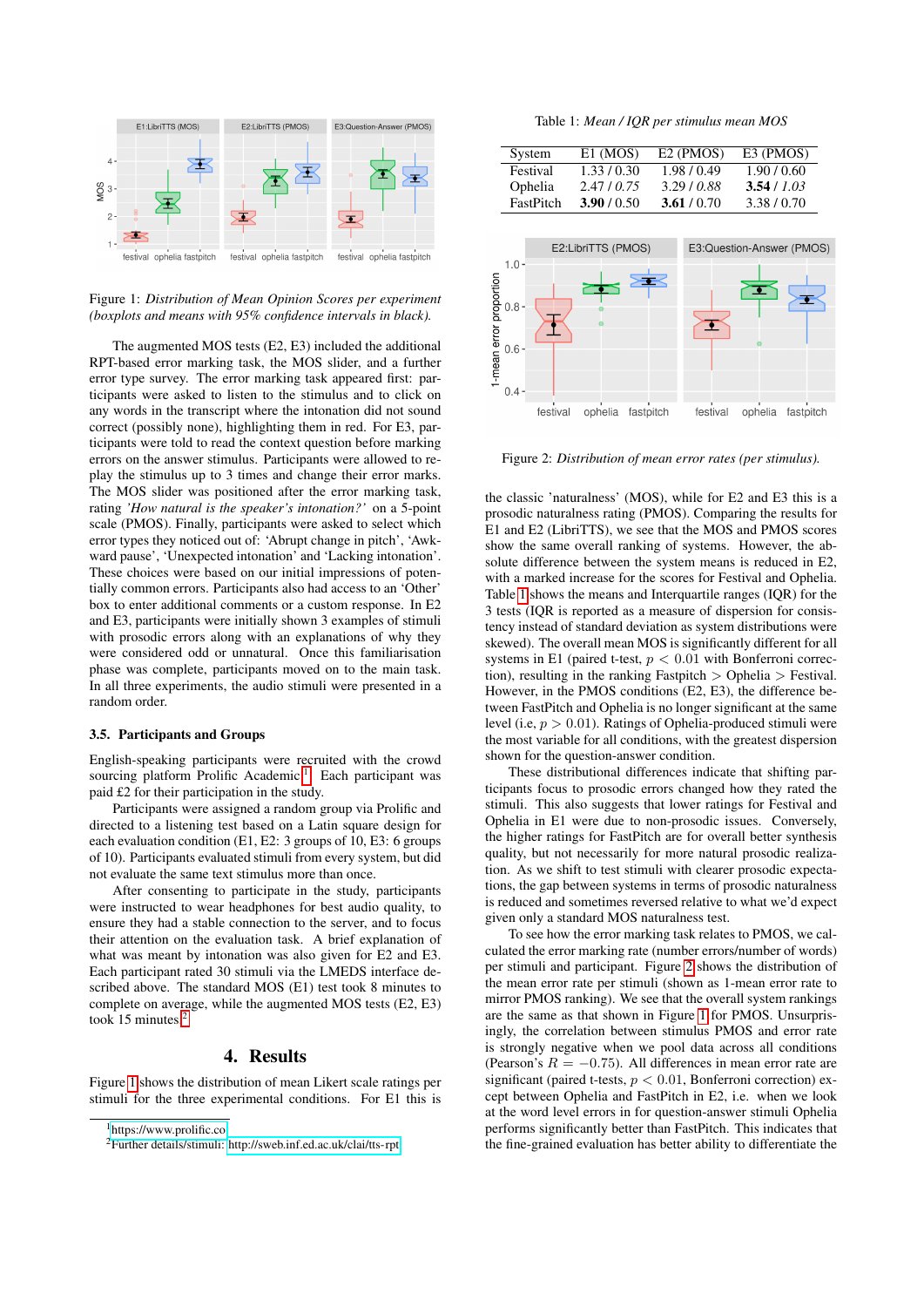Figure 1: *Distribution of Mean Opinion Scores per experiment (boxplots and means with 95% confidence intervals in black).*

The augmented MOS tests (E2, E3) included the additional RPT-based error marking task, the MOS slider, and a further error type survey. The error marking task appeared first: participants were asked to listen to the stimulus and to click on any words in the transcript where the intonation did not sound correct (possibly none), highlighting them in red. For E3, participants were told to read the context question before marking errors on the answer stimulus. Participants were allowed to replay the stimulus up to 3 times and change their error marks. The MOS slider was positioned after the error marking task, rating *'How natural is the speaker's intonation?'* on a 5-point scale (PMOS). Finally, participants were asked to select which error types they noticed out of: 'Abrupt change in pitch', 'Awkward pause', 'Unexpected intonation' and 'Lacking intonation'. These choices were based on our initial impressions of potentially common errors. Participants also had access to an 'Other' box to enter additional comments or a custom response. In E2 and E3, participants were initially shown 3 examples of stimuli with prosodic errors along with an explanations of why they were considered odd or unnatural. Once this familiarisation phase was complete, participants moved on to the main task. In all three experiments, the audio stimuli were presented in a random order.

### 3.5. Participants and Groups

English-speaking participants were recruited with the crowd sourcing platform Prolific Academic[1]. Each participant was paid £2 for their participation in the study.

Participants were assigned a random group via Prolific and directed to a listening test based on a Latin square design for each evaluation condition (E1, E2: 3 groups of 10, E3: 6 groups of 10). Participants evaluated stimuli from every system, but did not evaluate the same text stimulus more than once.

After consenting to participate in the study, participants were instructed to wear headphones for best audio quality, to ensure they had a stable connection to the server, and to focus their attention on the evaluation task. A brief explanation of what was meant by intonation was given for E2 and E3. Each participant rated 30 stimuli via the LMEDS interface described above. The standard MOS (E1) test took 8 minutes to complete on average, while the augmented MOS tests (E2, E3) took 15 minutes.[2]

## 4. Results

Figure 1 shows the distribution of mean Likert scale ratings per stimuli for the three experimental conditions. For E1 this is the classic 'naturalness' (MOS), while for E2 and E3 this is a prosodic naturalness rating (PMOS). Comparing the results for E1 and E2 (LibriTTS), we see that the MOS and PMOS scores show the same overall ranking of systems. However, the absolute difference between the system means is reduced in E2, with a marked increase for the scores for Festival and Ophelia. Table 1 shows the means and Interquartile ranges (IQR) for the 3 tests (IQR is reported as a measure of dispersion for consistency instead of standard deviation as system distributions were skewed). The overall mean MOS is significantly different for all systems in E1 (paired t-test, $p < 0.01$ with Bonferroni correction), resulting in the ranking Fastpitch > Ophelia > Festival. However, in the PMOS conditions (E2, E3), the difference between FastPitch and Ophelia is no longer significant at the same level (i.e, $p > 0.01$). Ratings of Ophelia-produced stimuli were the most variable for all conditions, with the greatest dispersion shown for the question-answer condition.

Table 1: *Mean / IQR per stimulus mean MOS*

| System | E1 (MOS) | E2 (PMOS) | E3 (PMOS) |
|---|---|---|---|
| Festival | 1.33 / 0.30 | 1.98 / 0.49 | 1.90 / 0.60 |
| Ophelia | 2.47 / *0.75* | 3.29 / *0.88* | **3.54** / *1.03* |
| FastPitch | **3.90** / 0.50 | **3.61** / 0.70 | 3.38 / 0.70 |

Figure 2: *Distribution of mean error rates (per stimulus).*

These distributional differences indicate that shifting participants focus to prosodic errors changed how they rated the stimuli. This also suggests that lower ratings for Festival and Ophelia in E1 were due to non-prosodic issues. Conversely, the higher ratings for FastPitch are for overall better synthesis quality, but not necessarily for more natural prosodic realization. As we shift to test stimuli with clearer prosodic expectations, the gap between systems in terms of prosodic naturalness is reduced and sometimes reversed relative to what we'd expect given only a standard MOS naturalness test.

To see how the error marking task relates to PMOS, we calculated the error marking rate (number errors/number of words) per stimuli and participant. Figure 2 shows the distribution of the mean error rate per stimuli (shown as 1-mean error rate to mirror PMOS ranking). We see that the overall system rankings are the same as that shown in Figure 1 for PMOS. Unsurprisingly, the correlation between stimulus PMOS and error rate is strongly negative when we pool data across all conditions (Pearson's $R = -0.75$). All differences in mean error rate are significant (paired t-tests, $p < 0.01$, Bonferroni correction) except between Ophelia and FastPitch in E2, i.e. when we look at the word level errors in for question-answer stimuli Ophelia performs significantly better than FastPitch. This indicates that the fine-grained evaluation has better ability to differentiate the

[1] https://www.prolific.co

[2] Further details/stimuli: http://sweb.inf.ed.ac.uk/clai/tts-rpt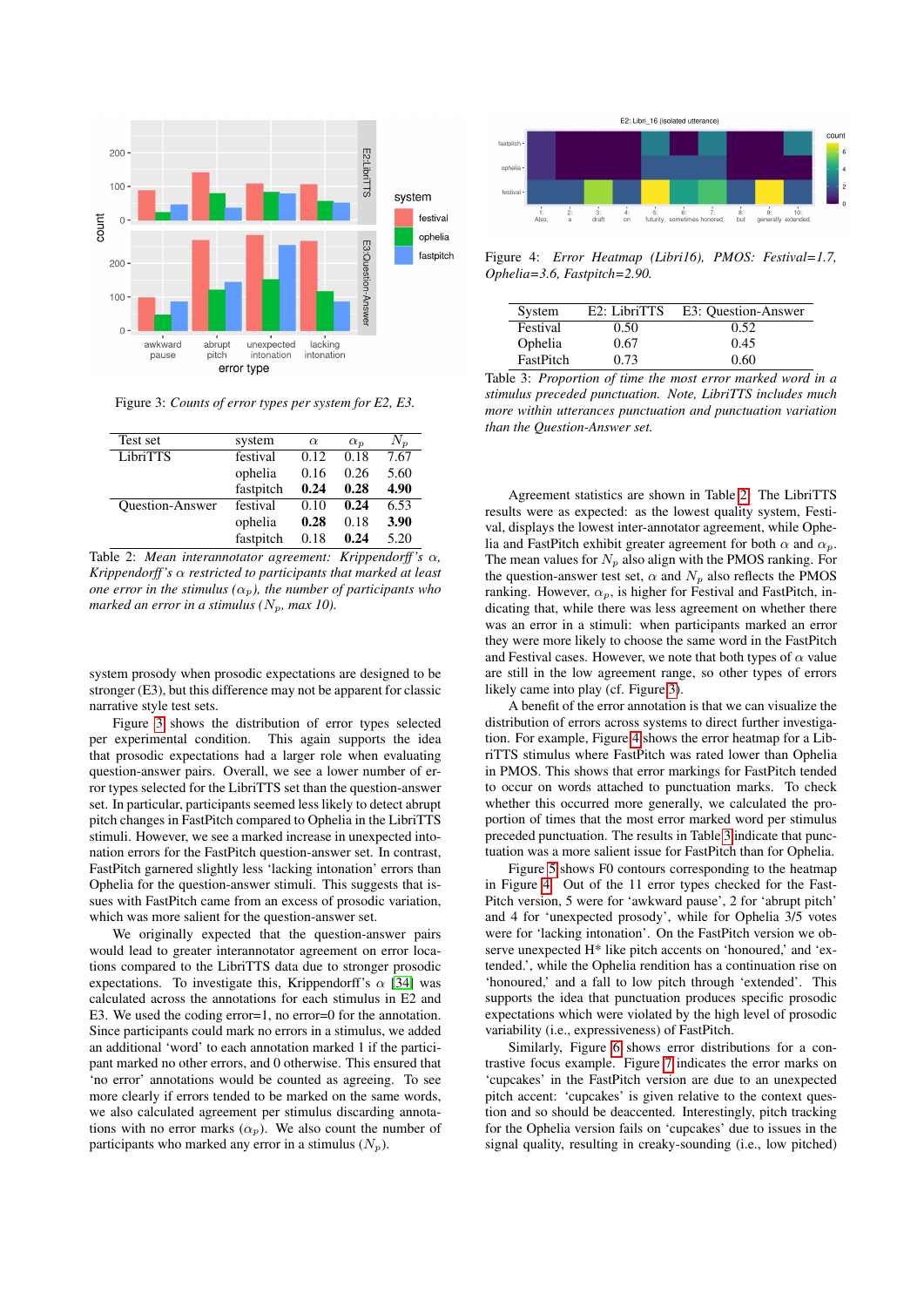Figure 3: *Counts of error types per system for E2, E3.*

| Test set | system | $\alpha$ | $\alpha_p$ | $N_p$ |
|---|---|---|---|---|
| LibriTTS | festival | 0.12 | 0.18 | 7.67 |
| | ophelia | 0.16 | 0.26 | 5.60 |
| | fastpitch | **0.24** | **0.28** | **4.90** |
| Question-Answer | festival | 0.10 | **0.24** | 6.53 |
| | ophelia | **0.28** | 0.18 | **3.90** |
| | fastpitch | 0.18 | **0.24** | 5.20 |

Table 2: *Mean interannotator agreement: Krippendorff's $\alpha$, Krippendorff's $\alpha$ restricted to participants that marked at least one error in the stimulus ($\alpha_p$), the number of participants who marked an error in a stimulus ($N_p$, max 10).*

system prosody when prosodic expectations are designed to be stronger (E3), but this difference may not be apparent for classic narrative style test sets.

Figure 3 shows the distribution of error types selected per experimental condition. This again supports the idea that prosodic expectations had a larger role when evaluating question-answer pairs. Overall, we see a lower number of error types selected for the LibriTTS set than the question-answer set. In particular, participants seemed less likely to detect abrupt pitch changes in FastPitch compared to Ophelia in the LibriTTS stimuli. However, we see a marked increase in unexpected intonation errors for the FastPitch question-answer set. In contrast, FastPitch garnered slightly less 'lacking intonation' errors than Ophelia for the question-answer stimuli. This suggests that issues with FastPitch came from an excess of prosodic variation, which was more salient for the question-answer set.

We originally expected that the question-answer pairs would lead to greater interannotator agreement on error locations compared to the LibriTTS data due to stronger prosodic expectations. To investigate this, Krippendorff's $\alpha$ [34] was calculated across the annotations for each stimulus in E2 and E3. We used the coding error=1, no error=0 for the annotation. Since participants could mark no errors in a stimulus, we added an additional 'word' to each annotation marked 1 if the participant marked no other errors, and 0 otherwise. This ensured that 'no error' annotations would be counted as agreeing. To see more clearly if errors tended to be marked on the same words, we also calculated agreement per stimulus discarding annotations with no error marks ($\alpha_p$). We also count the number of participants who marked any error in a stimulus ($N_p$).

Figure 4: *Error Heatmap (Libri16), PMOS: Festival=1.7, Ophelia=3.6, Fastpitch=2.90.*

| System | E2: LibriTTS | E3: Question-Answer |
|---|---|---|
| Festival | 0.50 | 0.52 |
| Ophelia | 0.67 | 0.45 |
| FastPitch | 0.73 | 0.60 |

Table 3: *Proportion of time the most error marked word in a stimulus preceded punctuation. Note, LibriTTS includes much more within utterances punctuation and punctuation variation than the Question-Answer set.*

Agreement statistics are shown in Table 2. The LibriTTS results were as expected: as the lowest quality system, Festival, displays the lowest inter-annotator agreement, while Ophelia and FastPitch exhibit greater agreement for both $\alpha$ and $\alpha_p$. The mean values for $N_p$ also align with the PMOS ranking. For the question-answer test set, $\alpha$ and $N_p$ also reflects the PMOS ranking. However, $\alpha_p$, is higher for Festival and FastPitch, indicating that, while there was less agreement on whether there was an error in a stimuli: when participants marked an error they were more likely to choose the same word in the FastPitch and Festival cases. However, we note that both types of $\alpha$ value are still in the low agreement range, so other types of errors likely came into play (cf. Figure 3).

A benefit of the error annotation is that we can visualize the distribution of errors across systems to direct further investigation. For example, Figure 4 shows the error heatmap for a LibriTTS stimulus where FastPitch was rated lower than Ophelia in PMOS. This shows that error markings for FastPitch tended to occur on words attached to punctuation marks. To check whether this occurred more generally, we calculated the proportion of times that the most error marked word per stimulus preceded punctuation. The results in Table 3 indicate that punctuation was a more salient issue for FastPitch than for Ophelia.

Figure 5 shows F0 contours corresponding to the heatmap in Figure 4. Out of the 11 error types checked for the FastPitch version, 5 were for 'awkward pause', 2 for 'abrupt pitch' and 4 for 'unexpected prosody', while for Ophelia 3/5 votes were for 'lacking intonation'. On the FastPitch version we observe unexpected H* like pitch accents on 'honoured,' and 'extended.', while the Ophelia rendition has a continuation rise on 'honoured,' and a fall to low pitch through 'extended'. This supports the idea that punctuation produces specific prosodic expectations which were violated by the high level of prosodic variability (i.e., expressiveness) of FastPitch.

Similarly, Figure 6 shows error distributions for a contrastive focus example. Figure 7 indicates the error marks on 'cupcakes' in the FastPitch version are due to an unexpected pitch accent: 'cupcakes' is given relative to the context question and so should be deaccented. Interestingly, pitch tracking for the Ophelia version fails on 'cupcakes' due to issues in the signal quality, resulting in creaky-sounding (i.e., low pitched)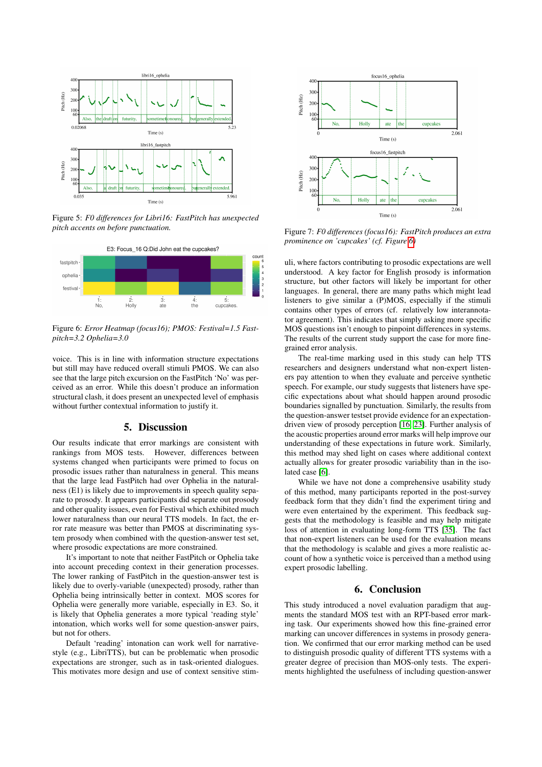Figure 5: *F0 differences for Libri16: FastPitch has unexpected pitch accents on before punctuation.*

Figure 6: *Error Heatmap (focus16); PMOS: Festival=1.5 Fast-pitch=3.2 Ophelia=3.0*

voice. This is in line with information structure expectations but still may have reduced overall stimuli PMOS. We can also see that the large pitch excursion on the FastPitch 'No' was perceived as an error. While this doesn't produce an information structural clash, it does present an unexpected level of emphasis without further contextual information to justify it.

## 5. Discussion

Our results indicate that error markings are consistent with rankings from MOS tests. However, differences between systems changed when participants were primed to focus on prosodic issues rather than naturalness in general. This means that the large lead FastPitch had over Ophelia in the naturalness (E1) is likely due to improvements in speech quality separate to prosody. It appears participants did separate out prosody and other quality issues, even for Festival which exhibited much lower naturalness than our neural TTS models. In fact, the error rate measure was better than PMOS at discriminating system prosody when combined with the question-answer test set, where prosodic expectations are more constrained.

It's important to note that neither FastPitch or Ophelia take into account preceding context in their generation processes. The lower ranking of FastPitch in the question-answer test is likely due to overly-variable (unexpected) prosody, rather than Ophelia being intrinsically better in context. MOS scores for Ophelia were generally more variable, especially in E3. So, it is likely that Ophelia generates a more typical 'reading style' intonation, which works well for some question-answer pairs, but not for others.

Default 'reading' intonation can work well for narrative-style (e.g., LibriTTS), but can be problematic when prosodic expectations are stronger, such as in task-oriented dialogues. This motivates more design and use of context sensitive stimuli, where factors contributing to prosodic expectations are well understood. A key factor for English prosody is information structure, but other factors will likely be important for other languages. In general, there are many paths which might lead listeners to give similar a (P)MOS, especially if the stimuli contains other types of errors (cf. relatively low interannotator agreement). This indicates that simply asking more specific MOS questions isn't enough to pinpoint differences in systems. The results of the current study support the case for more fine-grained error analysis.

The real-time marking used in this study can help TTS researchers and designers understand what non-expert listeners pay attention to when they evaluate and perceive synthetic speech. For example, our study suggests that listeners have specific expectations about what should happen around prosodic boundaries signalled by punctuation. Similarly, the results from the question-answer testset provide evidence for an expectation-driven view of prosody perception [16, 23]. Further analysis of the acoustic properties around error marks will help improve our understanding of these expectations in future work. Similarly, this method may shed light on cases where additional context actually allows for greater prosodic variability than in the isolated case [6].

While we have not done a comprehensive usability study of this method, many participants reported in the post-survey feedback form that they didn't find the experiment tiring and were even entertained by the experiment. This feedback suggests that the methodology is feasible and may help mitigate loss of attention in evaluating long-form TTS [35]. The fact that non-expert listeners can be used for the evaluation means that the methodology is scalable and gives a more realistic account of how a synthetic voice is perceived than a method using expert prosodic labelling.

Figure 7: *F0 differences (focus16): FastPitch produces an extra prominence on 'cupcakes' (cf. Figure 6)*

## 6. Conclusion

This study introduced a novel evaluation paradigm that augments the standard MOS test with an RPT-based error marking task. Our experiments showed how this fine-grained error marking can uncover differences in systems in prosody generation. We confirmed that our error marking method can be used to distinguish prosodic quality of different TTS systems with a greater degree of precision than MOS-only tests. The experiments highlighted the usefulness of including question-answer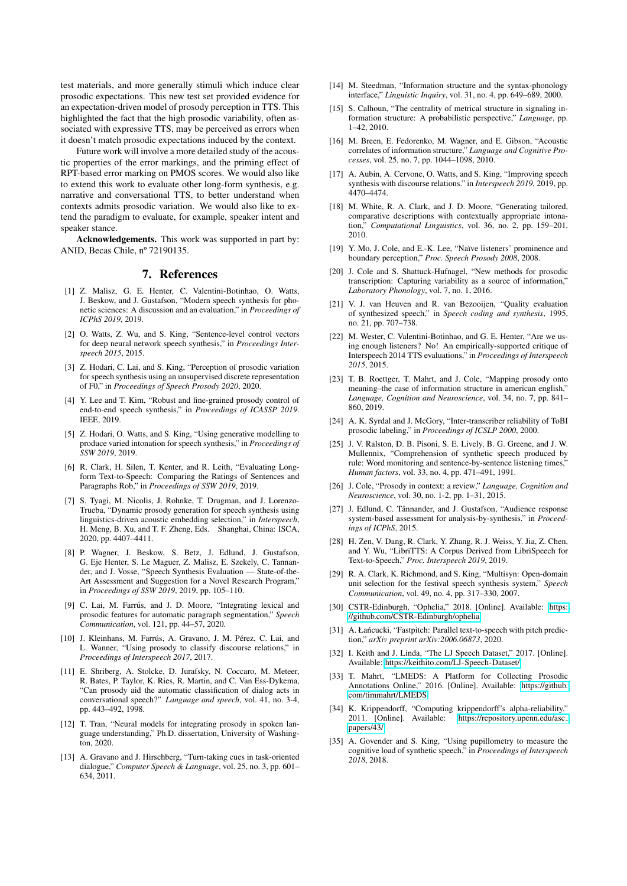test materials, and more generally stimuli which induce clear prosodic expectations. This new test set provided evidence for an expectation-driven model of prosody perception in TTS. This highlighted the fact that the high prosodic variability, often associated with expressive TTS, may be perceived as errors when it doesn't match prosodic expectations induced by the context.

Future work will involve a more detailed study of the acoustic properties of the error markings, and the priming effect of RPT-based error marking on PMOS scores. We would also like to extend this work to evaluate other long-form synthesis, e.g. narrative and conversational TTS, to better understand when contexts admits prosodic variation. We would also like to extend the paradigm to evaluate, for example, speaker intent and speaker stance.

**Acknowledgements.** This work was supported in part by: ANID, Becas Chile, nº 72190135.

## 7. References

[1] Z. Malisz, G. E. Henter, C. Valentini-Botinhao, O. Watts, J. Beskow, and J. Gustafson, "Modern speech synthesis for phonetic sciences: A discussion and an evaluation," in *Proceedings of ICPhS 2019*, 2019.

[2] O. Watts, Z. Wu, and S. King, "Sentence-level control vectors for deep neural network speech synthesis," in *Proceedings Interspeech 2015*, 2015.

[3] Z. Hodari, C. Lai, and S. King, "Perception of prosodic variation for speech synthesis using an unsupervised discrete representation of F0," in *Proceedings of Speech Prosody 2020*, 2020.

[4] Y. Lee and T. Kim, "Robust and fine-grained prosody control of end-to-end speech synthesis," in *Proceedings of ICASSP 2019*. IEEE, 2019.

[5] Z. Hodari, O. Watts, and S. King, "Using generative modelling to produce varied intonation for speech synthesis," in *Proceedings of SSW 2019*, 2019.

[6] R. Clark, H. Silen, T. Kenter, and R. Leith, "Evaluating Long-form Text-to-Speech: Comparing the Ratings of Sentences and Paragraphs Rob," in *Proceedings of SSW 2019*, 2019.

[7] S. Tyagi, M. Nicolis, J. Rohnke, T. Drugman, and J. Lorenzo-Trueba, "Dynamic prosody generation for speech synthesis using linguistics-driven acoustic embedding selection," in *Interspeech*, H. Meng, B. Xu, and T. F. Zheng, Eds. Shanghai, China: ISCA, 2020, pp. 4407–4411.

[8] P. Wagner, J. Beskow, S. Betz, J. Edlund, J. Gustafson, G. Eje Henter, S. Le Maguer, Z. Malisz, E. Szekely, C. Tannander, and J. Vosse, "Speech Synthesis Evaluation — State-of-the-Art Assessment and Suggestion for a Novel Research Program," in *Proceedings of SSW 2019*, 2019, pp. 105–110.

[9] C. Lai, M. Farrús, and J. D. Moore, "Integrating lexical and prosodic features for automatic paragraph segmentation," *Speech Communication*, vol. 121, pp. 44–57, 2020.

[10] J. Kleinhans, M. Farrús, A. Gravano, J. M. Pérez, C. Lai, and L. Wanner, "Using prosody to classify discourse relations," in *Proceedings of Interspeech 2017*, 2017.

[11] E. Shriberg, A. Stolcke, D. Jurafsky, N. Coccaro, M. Meteer, R. Bates, P. Taylor, K. Ries, R. Martin, and C. Van Ess-Dykema, "Can prosody aid the automatic classification of dialog acts in conversational speech?" *Language and speech*, vol. 41, no. 3-4, pp. 443–492, 1998.

[12] T. Tran, "Neural models for integrating prosody in spoken language understanding," Ph.D. dissertation, University of Washington, 2020.

[13] A. Gravano and J. Hirschberg, "Turn-taking cues in task-oriented dialogue," *Computer Speech & Language*, vol. 25, no. 3, pp. 601–634, 2011.

[14] M. Steedman, "Information structure and the syntax-phonology interface," *Linguistic Inquiry*, vol. 31, no. 4, pp. 649–689, 2000.

[15] S. Calhoun, "The centrality of metrical structure in signaling information structure: A probabilistic perspective," *Language*, pp. 1–42, 2010.

[16] M. Breen, E. Fedorenko, M. Wagner, and E. Gibson, "Acoustic correlates of information structure," *Language and Cognitive Processes*, vol. 25, no. 7, pp. 1044–1098, 2010.

[17] A. Aubin, A. Cervone, O. Watts, and S. King, "Improving speech synthesis with discourse relations." in *Interspeech 2019*, 2019, pp. 4470–4474.

[18] M. White, R. A. Clark, and J. D. Moore, "Generating tailored, comparative descriptions with contextually appropriate intonation," *Computational Linguistics*, vol. 36, no. 2, pp. 159–201, 2010.

[19] Y. Mo, J. Cole, and E.-K. Lee, "Naïve listeners' prominence and boundary perception," *Proc. Speech Prosody 2008*, 2008.

[20] J. Cole and S. Shattuck-Hufnagel, "New methods for prosodic transcription: Capturing variability as a source of information," *Laboratory Phonology*, vol. 7, no. 1, 2016.

[21] V. J. van Heuven and R. van Bezooijen, "Quality evaluation of synthesized speech," in *Speech coding and synthesis*, 1995, no. 21, pp. 707–738.

[22] M. Wester, C. Valentini-Botinhao, and G. E. Henter, "Are we using enough listeners? No! An empirically-supported critique of Interspeech 2014 TTS evaluations," in *Proceedings of Interspeech 2015*, 2015.

[23] T. B. Roettger, T. Mahrt, and J. Cole, "Mapping prosody onto meaning–the case of information structure in american english," *Language, Cognition and Neuroscience*, vol. 34, no. 7, pp. 841–860, 2019.

[24] A. K. Syrdal and J. McGory, "Inter-transcriber reliability of ToBI prosodic labeling," in *Proceedings of ICSLP 2000*, 2000.

[25] J. V. Ralston, D. B. Pisoni, S. E. Lively, B. G. Greene, and J. W. Mullennix, "Comprehension of synthetic speech produced by rule: Word monitoring and sentence-by-sentence listening times," *Human factors*, vol. 33, no. 4, pp. 471–491, 1991.

[26] J. Cole, "Prosody in context: a review," *Language, Cognition and Neuroscience*, vol. 30, no. 1-2, pp. 1–31, 2015.

[27] J. Edlund, C. Tånnander, and J. Gustafson, "Audience response system-based assessment for analysis-by-synthesis." in *Proceedings of ICPhS*, 2015.

[28] H. Zen, V. Dang, R. Clark, Y. Zhang, R. J. Weiss, Y. Jia, Z. Chen, and Y. Wu, "LibriTTS: A Corpus Derived from LibriSpeech for Text-to-Speech," *Proc. Interspeech 2019*, 2019.

[29] R. A. Clark, K. Richmond, and S. King, "Multisyn: Open-domain unit selection for the festival speech synthesis system," *Speech Communication*, vol. 49, no. 4, pp. 317–330, 2007.

[30] CSTR-Edinburgh, "Ophelia," 2018. [Online]. Available: https://github.com/CSTR-Edinburgh/ophelia

[31] A. Łańcucki, "Fastpitch: Parallel text-to-speech with pitch prediction," *arXiv preprint arXiv:2006.06873*, 2020.

[32] I. Keith and J. Linda, "The LJ Speech Dataset," 2017. [Online]. Available: https://keithito.com/LJ-Speech-Dataset/

[33] T. Mahrt, "LMEDS: A Platform for Collecting Prosodic Annotations Online," 2016. [Online]. Available: https://github.com/timmahrt/LMEDS

[34] K. Krippendorff, "Computing krippendorff's alpha-reliability," 2011. [Online]. Available: https://repository.upenn.edu/asc_papers/43/

[35] A. Govender and S. King, "Using pupillometry to measure the cognitive load of synthetic speech," in *Proceedings of Interspeech 2018*, 2018.